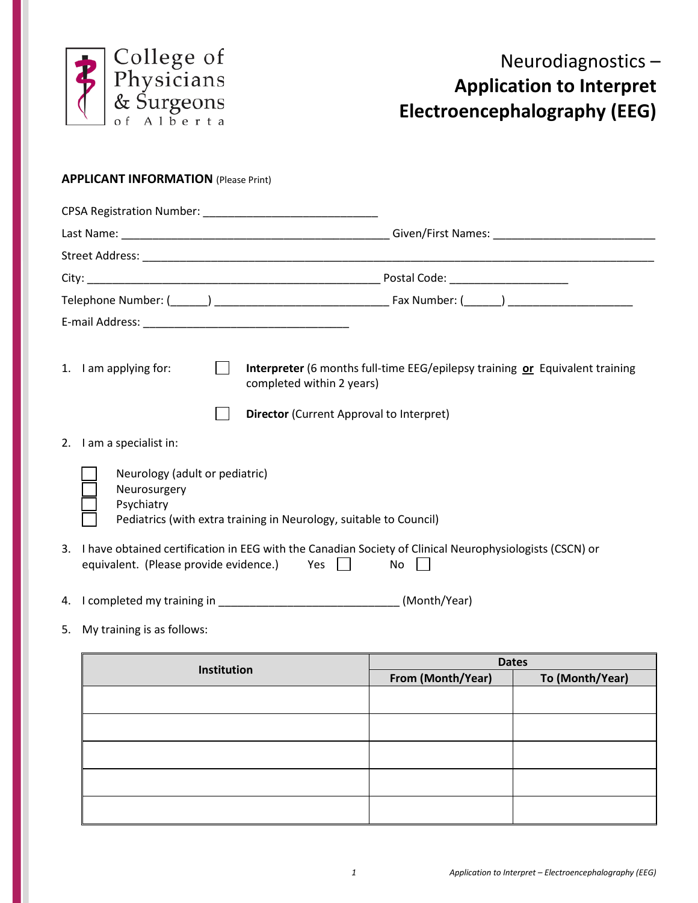College of Physicians & Surgeons of Alberta

# Neurodiagnostics – Application to Interpret Electroencephalography (EEG)

**APPLICANT INFORMATION** (Please Print)

CPSA Registration Number: ____________________________

Last Name: __________________________________________ Given/First Names: __________________________

Street Address: ______________________________________________________________________________

City: _______________________________________________ Postal Code: ___________________

Telephone Number: (______) ____________________________ Fax Number: (______) ____________________

E-mail Address: _________________________________

1. I am applying for:
   - ☐ **Interpreter** (6 months full-time EEG/epilepsy training **or** Equivalent training completed within 2 years)
   - ☐ **Director** (Current Approval to Interpret)

2. I am a specialist in:
   - ☐ Neurology (adult or pediatric)
   - ☐ Neurosurgery
   - ☐ Psychiatry
   - ☐ Pediatrics (with extra training in Neurology, suitable to Council)

3. I have obtained certification in EEG with the Canadian Society of Clinical Neurophysiologists (CSCN) or equivalent. (Please provide evidence.) Yes ☐ No ☐

4. I completed my training in ____________________________ (Month/Year)

5. My training is as follows:

| Institution | Dates | |
|---|---|---|
| | From (Month/Year) | To (Month/Year) |
| | | |
| | | |
| | | |
| | | |
| | | |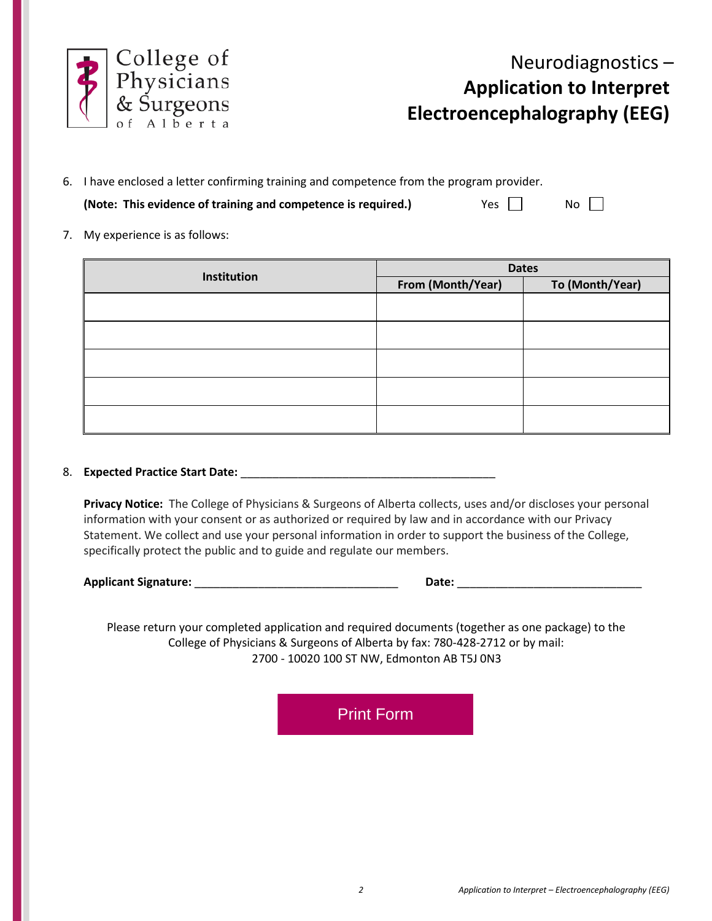# Neurodiagnostics – **Application to Interpret Electroencephalography (EEG)**

6. I have enclosed a letter confirming training and competence from the program provider.

   **(Note: This evidence of training and competence is required.)** Yes ☐ No ☐

7. My experience is as follows:

| Institution | Dates | |
|---|---|---|
| | **From (Month/Year)** | **To (Month/Year)** |
| | | |
| | | |
| | | |
| | | |
| | | |

8. **Expected Practice Start Date:** ________________________________________

   **Privacy Notice:** The College of Physicians & Surgeons of Alberta collects, uses and/or discloses your personal information with your consent or as authorized or required by law and in accordance with our Privacy Statement. We collect and use your personal information in order to support the business of the College, specifically protect the public and to guide and regulate our members.

   **Applicant Signature:** ________________________________ **Date:** _____________________________

Please return your completed application and required documents (together as one package) to the College of Physicians & Surgeons of Alberta by fax: 780-428-2712 or by mail:
2700 - 10020 100 ST NW, Edmonton AB T5J 0N3

Print Form